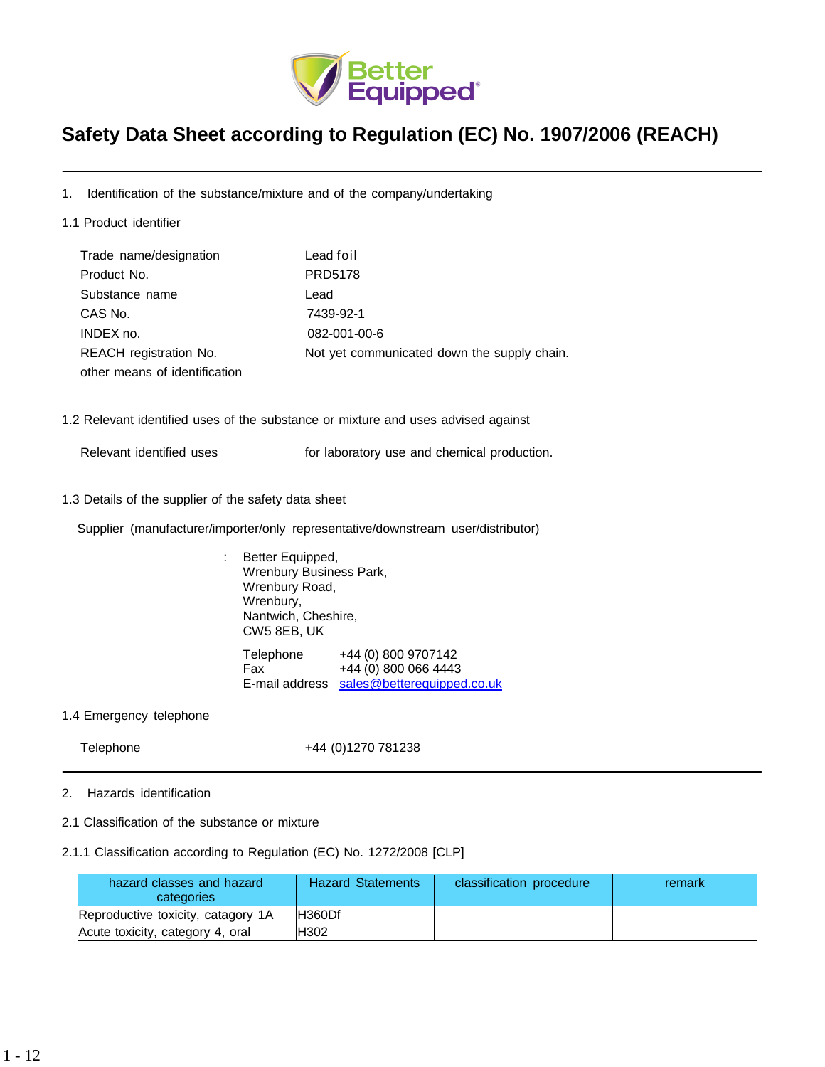Better Equipped®

# Safety Data Sheet according to Regulation (EC) No. 1907/2006 (REACH)

---

## 1. Identification of the substance/mixture and of the company/undertaking

### 1.1 Product identifier

| | |
|---|---|
| Trade name/designation | Lead foil |
| Product No. | PRD5178 |
| Substance name | Lead |
| CAS No. | 7439-92-1 |
| INDEX no. | 082-001-00-6 |
| REACH registration No. | Not yet communicated down the supply chain. |
| other means of identification | |

### 1.2 Relevant identified uses of the substance or mixture and uses advised against

Relevant identified uses: for laboratory use and chemical production.

### 1.3 Details of the supplier of the safety data sheet

Supplier (manufacturer/importer/only representative/downstream user/distributor)

: Better Equipped,
Wrenbury Business Park,
Wrenbury Road,
Wrenbury,
Nantwich, Cheshire,
CW5 8EB, UK

| | |
|---|---|
| Telephone | +44 (0) 800 9707142 |
| Fax | +44 (0) 800 066 4443 |
| E-mail address | sales@betterequipped.co.uk |

### 1.4 Emergency telephone

Telephone: +44 (0)1270 781238

---

## 2. Hazards identification

### 2.1 Classification of the substance or mixture

#### 2.1.1 Classification according to Regulation (EC) No. 1272/2008 [CLP]

| hazard classes and hazard categories | Hazard Statements | classification procedure | remark |
|---|---|---|---|
| Reproductive toxicity, catagory 1A | H360Df | | |
| Acute toxicity, category 4, oral | H302 | | |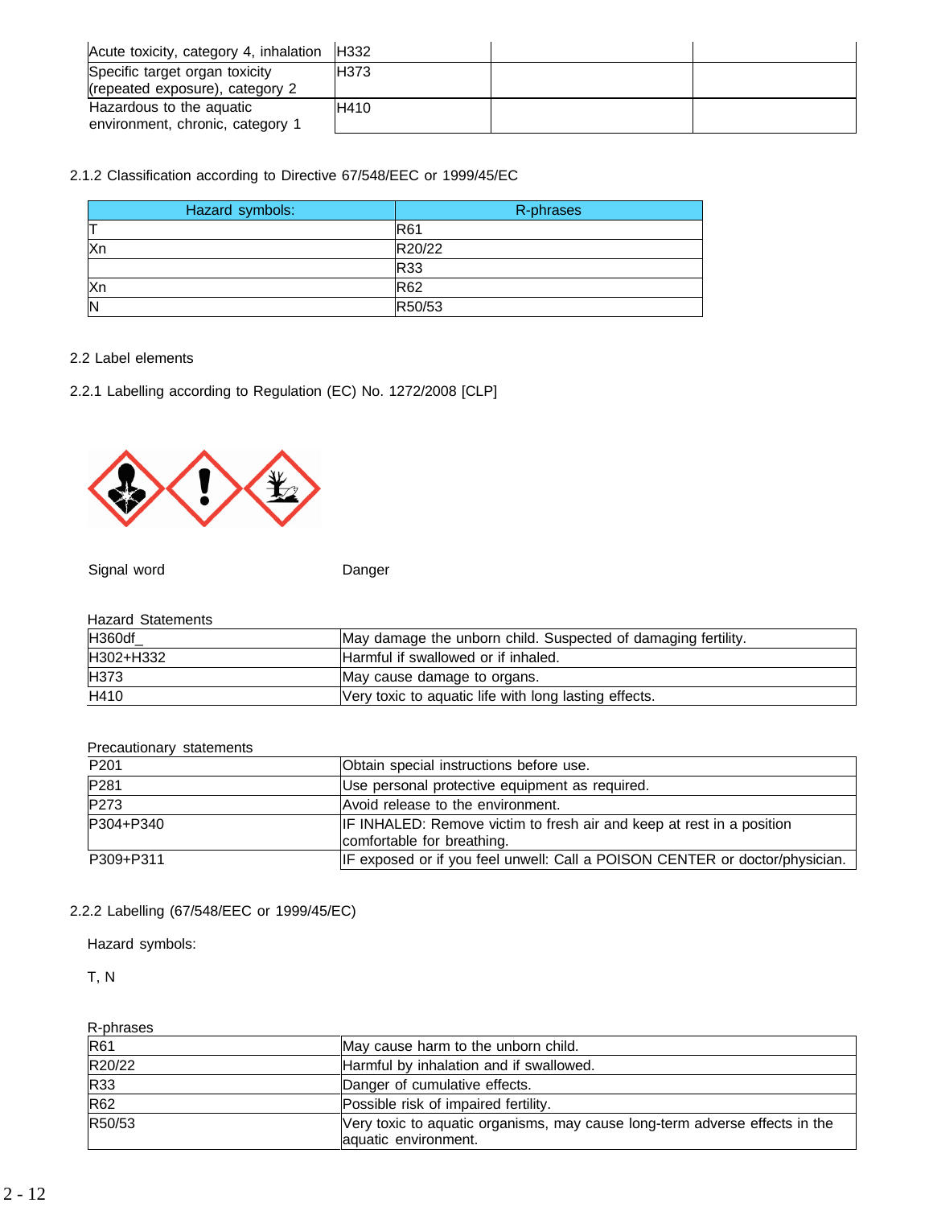| | | | |
|---|---|---|---|
| Acute toxicity, category 4, inhalation | H332 | | |
| Specific target organ toxicity (repeated exposure), category 2 | H373 | | |
| Hazardous to the aquatic environment, chronic, category 1 | H410 | | |

2.1.2 Classification according to Directive 67/548/EEC or 1999/45/EC

| Hazard symbols: | R-phrases |
|---|---|
| T | R61 |
| Xn | R20/22 |
| | R33 |
| Xn | R62 |
| N | R50/53 |

## 2.2 Label elements

### 2.2.1 Labelling according to Regulation (EC) No. 1272/2008 [CLP]

Signal word Danger

Hazard Statements

| | |
|---|---|
| H360df_ | May damage the unborn child. Suspected of damaging fertility. |
| H302+H332 | Harmful if swallowed or if inhaled. |
| H373 | May cause damage to organs. |
| H410 | Very toxic to aquatic life with long lasting effects. |

Precautionary statements

| | |
|---|---|
| P201 | Obtain special instructions before use. |
| P281 | Use personal protective equipment as required. |
| P273 | Avoid release to the environment. |
| P304+P340 | IF INHALED: Remove victim to fresh air and keep at rest in a position comfortable for breathing. |
| P309+P311 | IF exposed or if you feel unwell: Call a POISON CENTER or doctor/physician. |

### 2.2.2 Labelling (67/548/EEC or 1999/45/EC)

Hazard symbols:

T, N

R-phrases

| | |
|---|---|
| R61 | May cause harm to the unborn child. |
| R20/22 | Harmful by inhalation and if swallowed. |
| R33 | Danger of cumulative effects. |
| R62 | Possible risk of impaired fertility. |
| R50/53 | Very toxic to aquatic organisms, may cause long-term adverse effects in the aquatic environment. |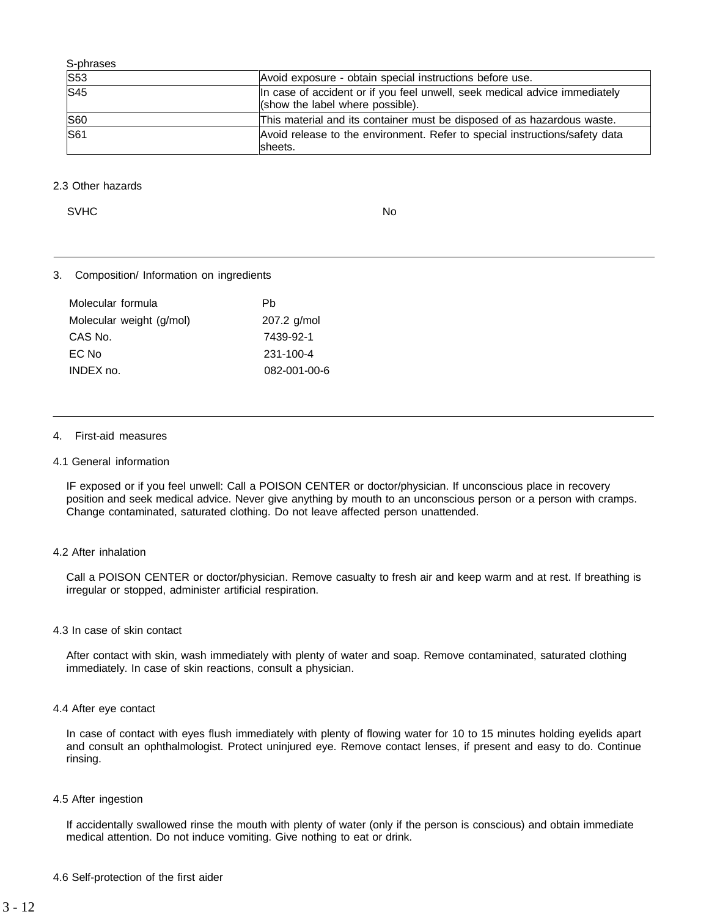S-phrases

| | |
|---|---|
| S53 | Avoid exposure - obtain special instructions before use. |
| S45 | In case of accident or if you feel unwell, seek medical advice immediately (show the label where possible). |
| S60 | This material and its container must be disposed of as hazardous waste. |
| S61 | Avoid release to the environment. Refer to special instructions/safety data sheets. |

2.3 Other hazards

SVHC No

---

## 3. Composition/ Information on ingredients

| | |
|---|---|
| Molecular formula | Pb |
| Molecular weight (g/mol) | 207.2 g/mol |
| CAS No. | 7439-92-1 |
| EC No | 231-100-4 |
| INDEX no. | 082-001-00-6 |

---

## 4. First-aid measures

### 4.1 General information

IF exposed or if you feel unwell: Call a POISON CENTER or doctor/physician. If unconscious place in recovery position and seek medical advice. Never give anything by mouth to an unconscious person or a person with cramps. Change contaminated, saturated clothing. Do not leave affected person unattended.

### 4.2 After inhalation

Call a POISON CENTER or doctor/physician. Remove casualty to fresh air and keep warm and at rest. If breathing is irregular or stopped, administer artificial respiration.

### 4.3 In case of skin contact

After contact with skin, wash immediately with plenty of water and soap. Remove contaminated, saturated clothing immediately. In case of skin reactions, consult a physician.

### 4.4 After eye contact

In case of contact with eyes flush immediately with plenty of flowing water for 10 to 15 minutes holding eyelids apart and consult an ophthalmologist. Protect uninjured eye. Remove contact lenses, if present and easy to do. Continue rinsing.

### 4.5 After ingestion

If accidentally swallowed rinse the mouth with plenty of water (only if the person is conscious) and obtain immediate medical attention. Do not induce vomiting. Give nothing to eat or drink.

### 4.6 Self-protection of the first aider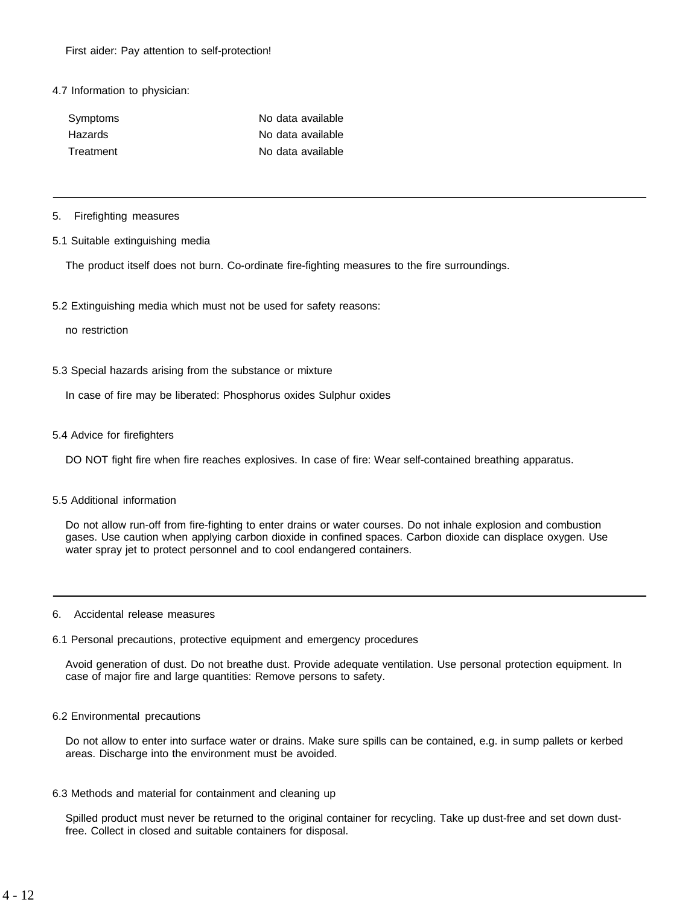First aider: Pay attention to self-protection!

4.7 Information to physician:

| | |
|---|---|
| Symptoms | No data available |
| Hazards | No data available |
| Treatment | No data available |

---

## 5. Firefighting measures

### 5.1 Suitable extinguishing media

The product itself does not burn. Co-ordinate fire-fighting measures to the fire surroundings.

### 5.2 Extinguishing media which must not be used for safety reasons:

no restriction

### 5.3 Special hazards arising from the substance or mixture

In case of fire may be liberated: Phosphorus oxides Sulphur oxides

### 5.4 Advice for firefighters

DO NOT fight fire when fire reaches explosives. In case of fire: Wear self-contained breathing apparatus.

### 5.5 Additional information

Do not allow run-off from fire-fighting to enter drains or water courses. Do not inhale explosion and combustion gases. Use caution when applying carbon dioxide in confined spaces. Carbon dioxide can displace oxygen. Use water spray jet to protect personnel and to cool endangered containers.

---

## 6. Accidental release measures

### 6.1 Personal precautions, protective equipment and emergency procedures

Avoid generation of dust. Do not breathe dust. Provide adequate ventilation. Use personal protection equipment. In case of major fire and large quantities: Remove persons to safety.

### 6.2 Environmental precautions

Do not allow to enter into surface water or drains. Make sure spills can be contained, e.g. in sump pallets or kerbed areas. Discharge into the environment must be avoided.

### 6.3 Methods and material for containment and cleaning up

Spilled product must never be returned to the original container for recycling. Take up dust-free and set down dust-free. Collect in closed and suitable containers for disposal.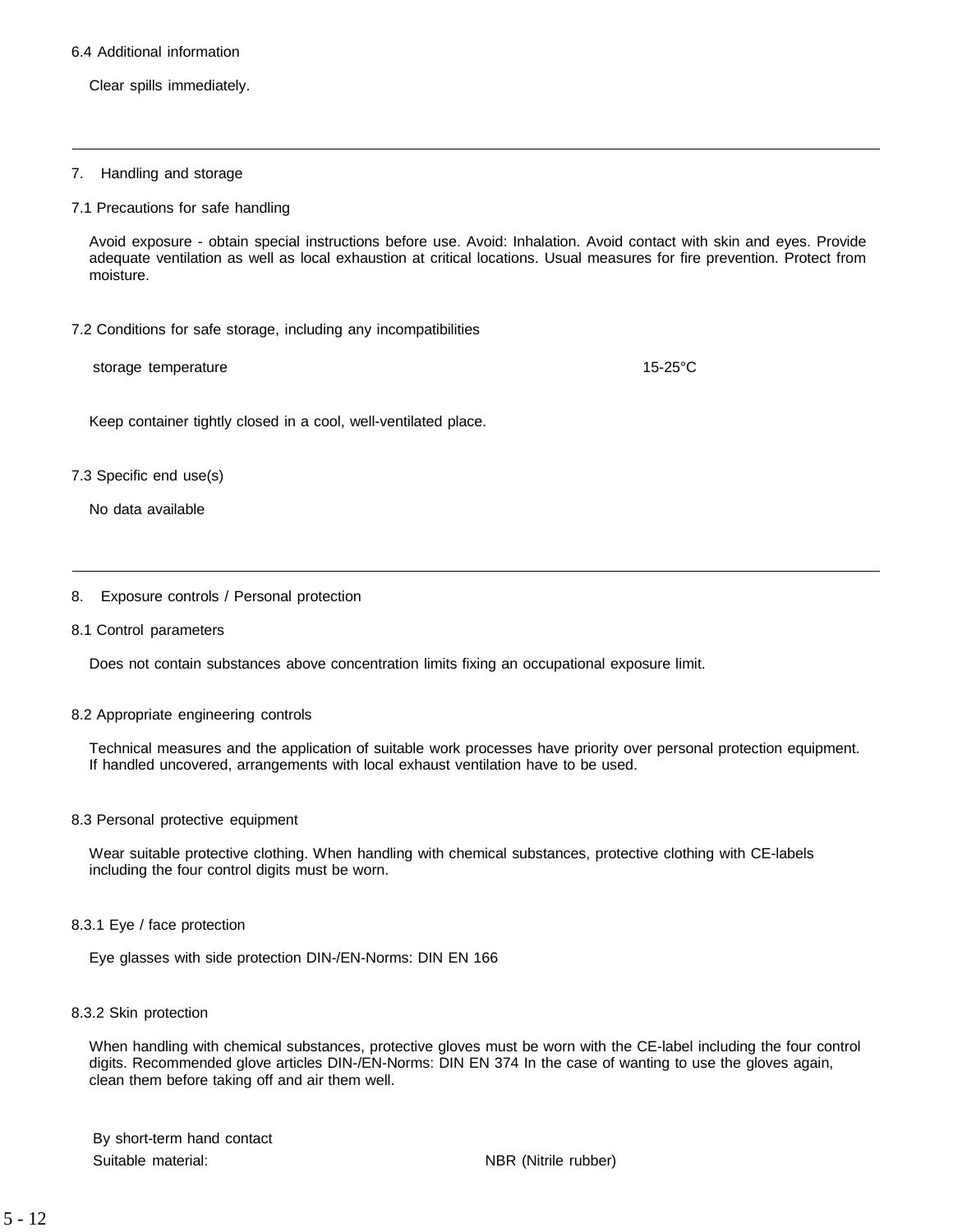### 6.4 Additional information

Clear spills immediately.

---

## 7. Handling and storage

### 7.1 Precautions for safe handling

Avoid exposure - obtain special instructions before use. Avoid: Inhalation. Avoid contact with skin and eyes. Provide adequate ventilation as well as local exhaustion at critical locations. Usual measures for fire prevention. Protect from moisture.

### 7.2 Conditions for safe storage, including any incompatibilities

| storage temperature | 15-25°C |
|---|---|

Keep container tightly closed in a cool, well-ventilated place.

### 7.3 Specific end use(s)

No data available

---

## 8. Exposure controls / Personal protection

### 8.1 Control parameters

Does not contain substances above concentration limits fixing an occupational exposure limit.

### 8.2 Appropriate engineering controls

Technical measures and the application of suitable work processes have priority over personal protection equipment. If handled uncovered, arrangements with local exhaust ventilation have to be used.

### 8.3 Personal protective equipment

Wear suitable protective clothing. When handling with chemical substances, protective clothing with CE-labels including the four control digits must be worn.

#### 8.3.1 Eye / face protection

Eye glasses with side protection DIN-/EN-Norms: DIN EN 166

#### 8.3.2 Skin protection

When handling with chemical substances, protective gloves must be worn with the CE-label including the four control digits. Recommended glove articles DIN-/EN-Norms: DIN EN 374 In the case of wanting to use the gloves again, clean them before taking off and air them well.

By short-term hand contact

| Suitable material: | NBR (Nitrile rubber) |
|---|---|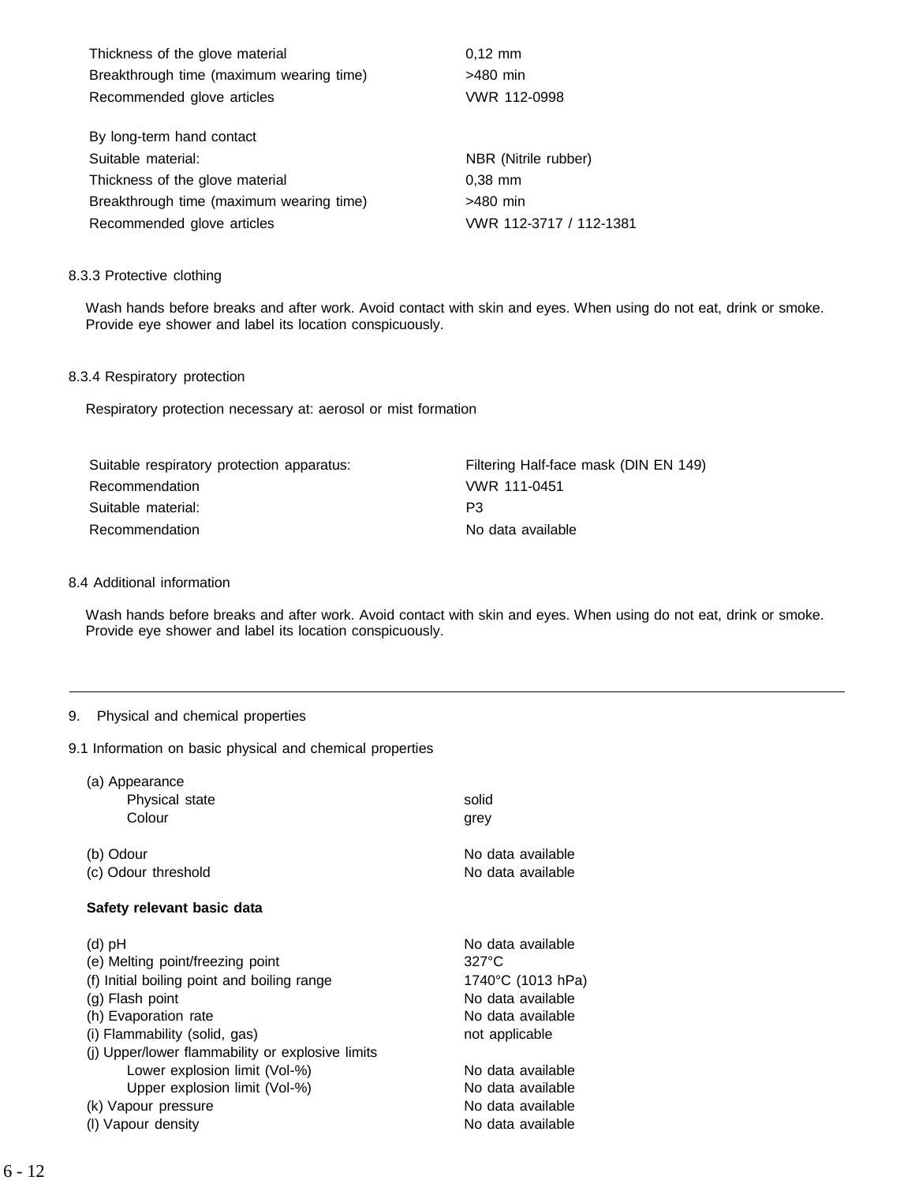| | |
|---|---|
| Thickness of the glove material | 0,12 mm |
| Breakthrough time (maximum wearing time) | >480 min |
| Recommended glove articles | VWR 112-0998 |

By long-term hand contact

| | |
|---|---|
| Suitable material: | NBR (Nitrile rubber) |
| Thickness of the glove material | 0,38 mm |
| Breakthrough time (maximum wearing time) | >480 min |
| Recommended glove articles | VWR 112-3717 / 112-1381 |

### 8.3.3 Protective clothing

Wash hands before breaks and after work. Avoid contact with skin and eyes. When using do not eat, drink or smoke. Provide eye shower and label its location conspicuously.

### 8.3.4 Respiratory protection

Respiratory protection necessary at: aerosol or mist formation

| | |
|---|---|
| Suitable respiratory protection apparatus: | Filtering Half-face mask (DIN EN 149) |
| Recommendation | VWR 111-0451 |
| Suitable material: | P3 |
| Recommendation | No data available |

### 8.4 Additional information

Wash hands before breaks and after work. Avoid contact with skin and eyes. When using do not eat, drink or smoke. Provide eye shower and label its location conspicuously.

---

## 9. Physical and chemical properties

### 9.1 Information on basic physical and chemical properties

(a) Appearance

| | |
|---|---|
| Physical state | solid |
| Colour | grey |

| | |
|---|---|
| (b) Odour | No data available |
| (c) Odour threshold | No data available |

**Safety relevant basic data**

| | |
|---|---|
| (d) pH | No data available |
| (e) Melting point/freezing point | 327°C |
| (f) Initial boiling point and boiling range | 1740°C (1013 hPa) |
| (g) Flash point | No data available |
| (h) Evaporation rate | No data available |
| (i) Flammability (solid, gas) | not applicable |
| (j) Upper/lower flammability or explosive limits | |
| Lower explosion limit (Vol-%) | No data available |
| Upper explosion limit (Vol-%) | No data available |
| (k) Vapour pressure | No data available |
| (l) Vapour density | No data available |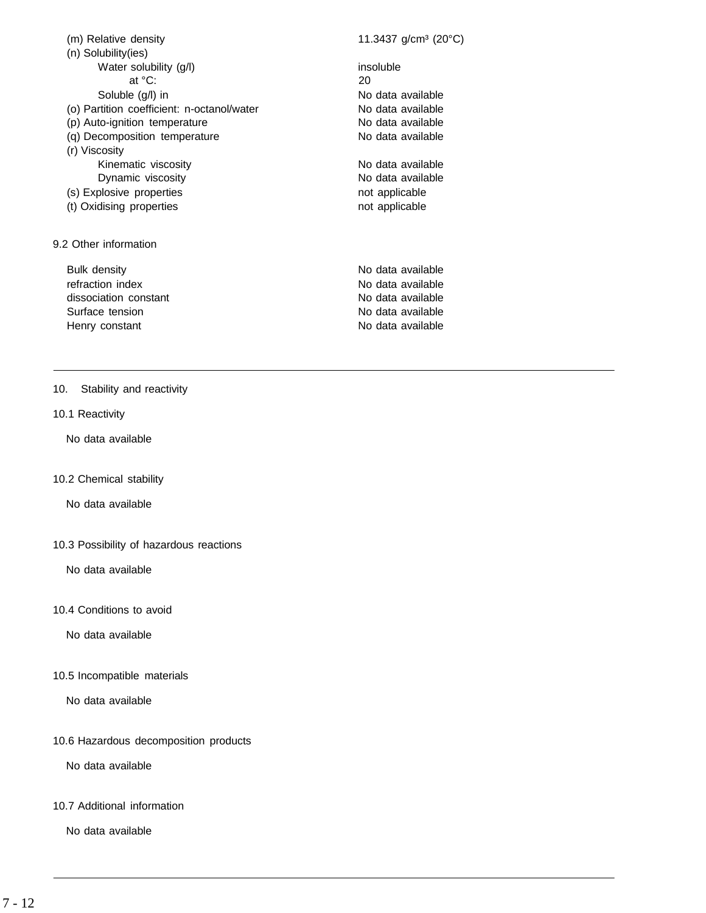| | |
|---|---|
| (m) Relative density | 11.3437 g/cm³ (20°C) |
| (n) Solubility(ies) | |
| Water solubility (g/l) | insoluble |
| at °C: | 20 |
| Soluble (g/l) in | No data available |
| (o) Partition coefficient: n-octanol/water | No data available |
| (p) Auto-ignition temperature | No data available |
| (q) Decomposition temperature | No data available |
| (r) Viscosity | |
| Kinematic viscosity | No data available |
| Dynamic viscosity | No data available |
| (s) Explosive properties | not applicable |
| (t) Oxidising properties | not applicable |

9.2 Other information

| | |
|---|---|
| Bulk density | No data available |
| refraction index | No data available |
| dissociation constant | No data available |
| Surface tension | No data available |
| Henry constant | No data available |

---

## 10. Stability and reactivity

10.1 Reactivity

No data available

10.2 Chemical stability

No data available

10.3 Possibility of hazardous reactions

No data available

10.4 Conditions to avoid

No data available

10.5 Incompatible materials

No data available

10.6 Hazardous decomposition products

No data available

10.7 Additional information

No data available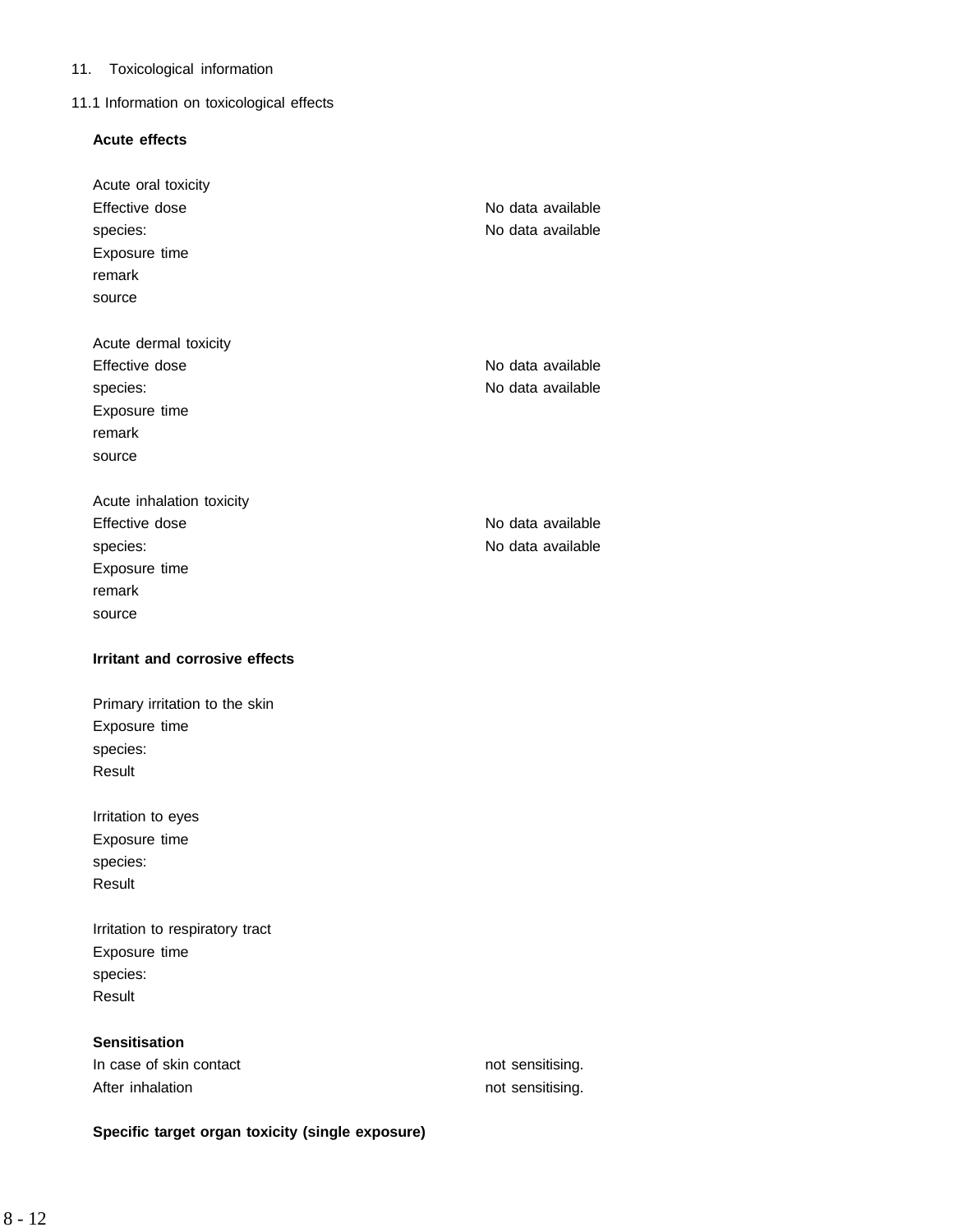## 11. Toxicological information

### 11.1 Information on toxicological effects

**Acute effects**

Acute oral toxicity

| | |
|---|---|
| Effective dose | No data available |
| species: | No data available |
| Exposure time | |
| remark | |
| source | |

Acute dermal toxicity

| | |
|---|---|
| Effective dose | No data available |
| species: | No data available |
| Exposure time | |
| remark | |
| source | |

Acute inhalation toxicity

| | |
|---|---|
| Effective dose | No data available |
| species: | No data available |
| Exposure time | |
| remark | |
| source | |

**Irritant and corrosive effects**

Primary irritation to the skin
Exposure time
species:
Result

Irritation to eyes
Exposure time
species:
Result

Irritation to respiratory tract
Exposure time
species:
Result

**Sensitisation**

| | |
|---|---|
| In case of skin contact | not sensitising. |
| After inhalation | not sensitising. |

**Specific target organ toxicity (single exposure)**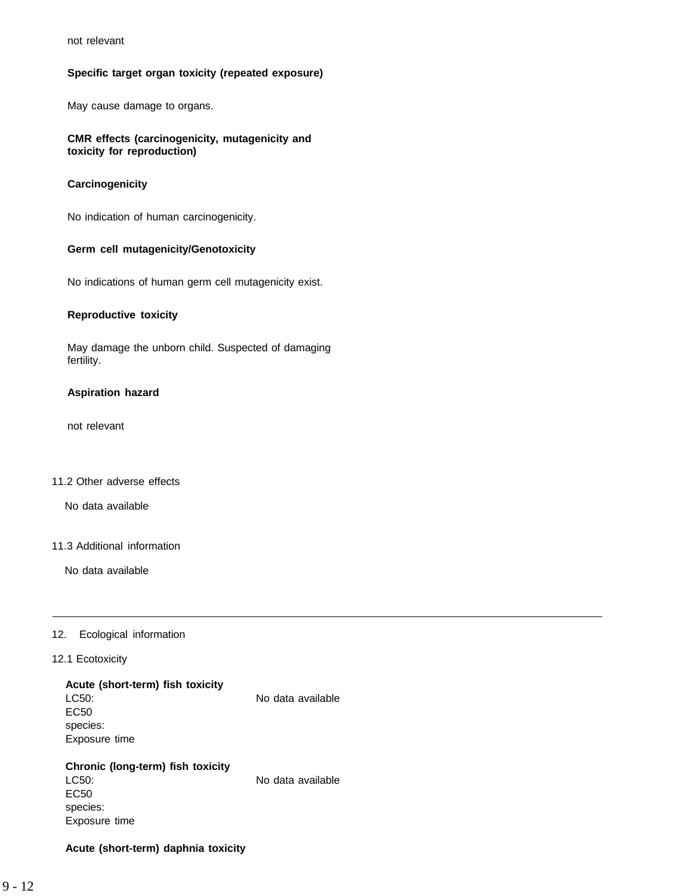not relevant

**Specific target organ toxicity (repeated exposure)**

May cause damage to organs.

**CMR effects (carcinogenicity, mutagenicity and toxicity for reproduction)**

**Carcinogenicity**

No indication of human carcinogenicity.

**Germ cell mutagenicity/Genotoxicity**

No indications of human germ cell mutagenicity exist.

**Reproductive toxicity**

May damage the unborn child. Suspected of damaging fertility.

**Aspiration hazard**

not relevant

11.2 Other adverse effects

No data available

11.3 Additional information

No data available

---

## 12. Ecological information

12.1 Ecotoxicity

**Acute (short-term) fish toxicity**

| | |
|---|---|
| LC50: | No data available |
| EC50 | |
| species: | |
| Exposure time | |

**Chronic (long-term) fish toxicity**

| | |
|---|---|
| LC50: | No data available |
| EC50 | |
| species: | |
| Exposure time | |

**Acute (short-term) daphnia toxicity**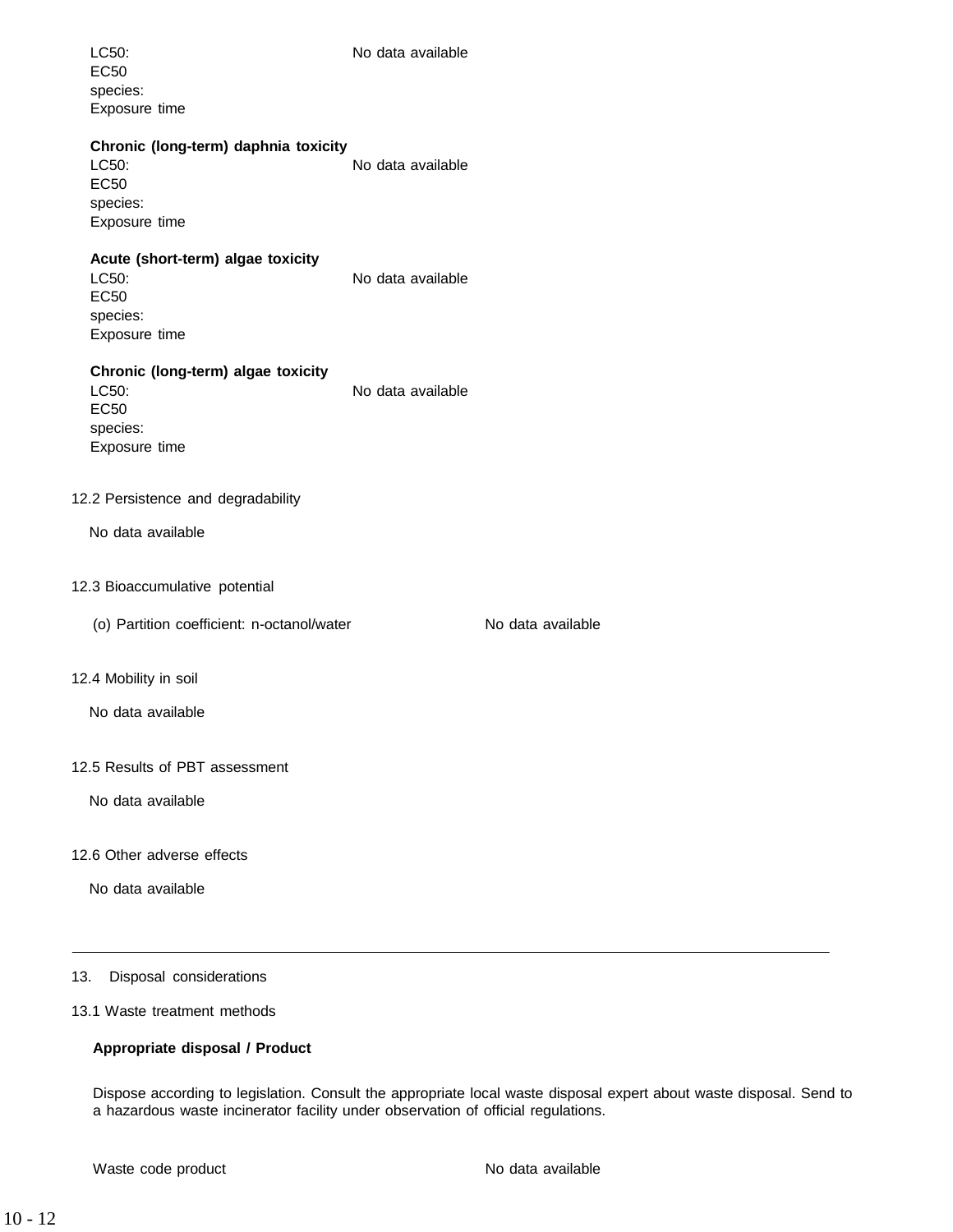LC50: No data available
EC50
species:
Exposure time

**Chronic (long-term) daphnia toxicity**

LC50: No data available
EC50
species:
Exposure time

**Acute (short-term) algae toxicity**

LC50: No data available
EC50
species:
Exposure time

**Chronic (long-term) algae toxicity**

LC50: No data available
EC50
species:
Exposure time

12.2 Persistence and degradability

No data available

12.3 Bioaccumulative potential

(o) Partition coefficient: n-octanol/water No data available

12.4 Mobility in soil

No data available

12.5 Results of PBT assessment

No data available

12.6 Other adverse effects

No data available

---

## 13. Disposal considerations

13.1 Waste treatment methods

**Appropriate disposal / Product**

Dispose according to legislation. Consult the appropriate local waste disposal expert about waste disposal. Send to a hazardous waste incinerator facility under observation of official regulations.

Waste code product No data available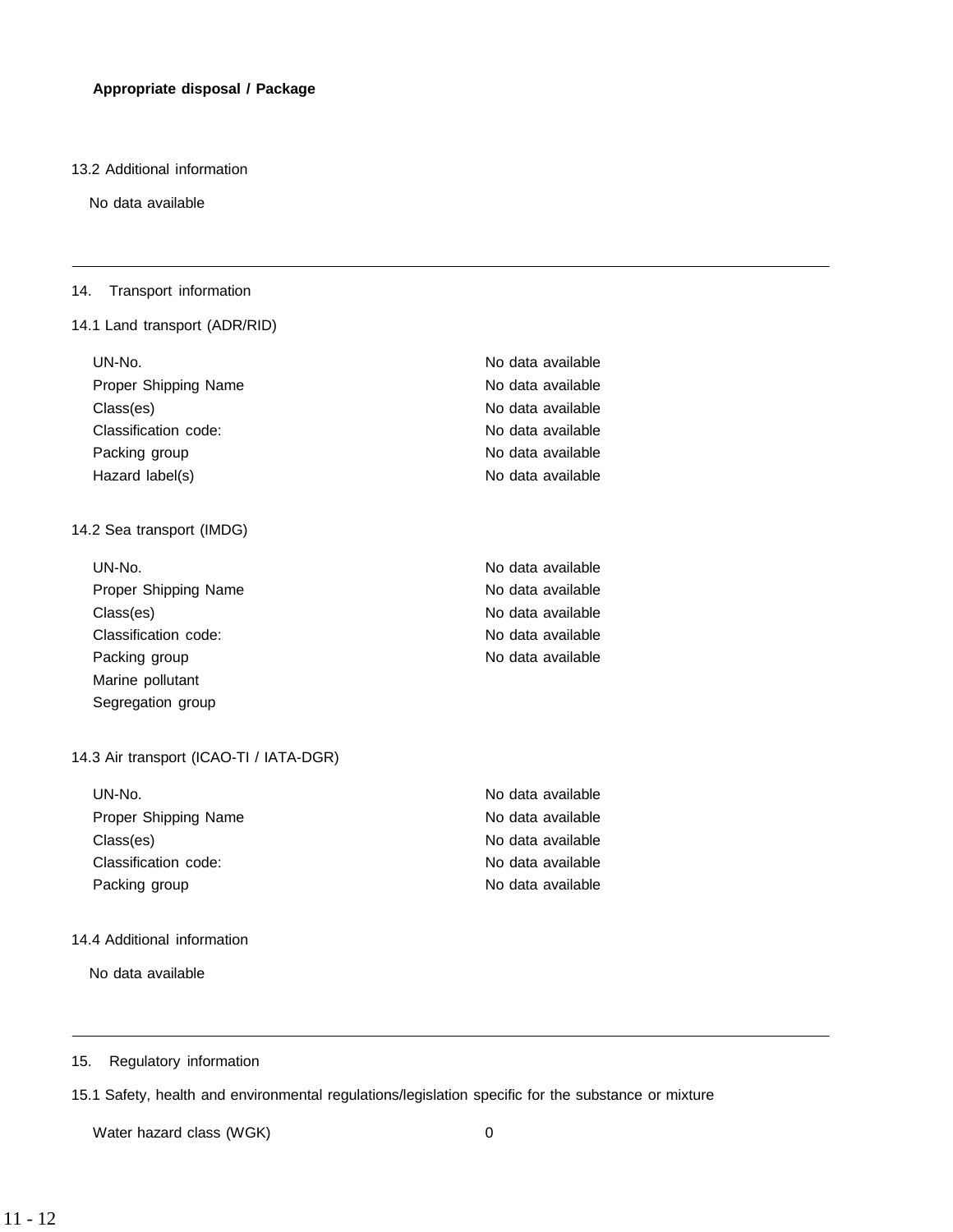**Appropriate disposal / Package**

13.2 Additional information

No data available

---

## 14. Transport information

### 14.1 Land transport (ADR/RID)

| | |
|---|---|
| UN-No. | No data available |
| Proper Shipping Name | No data available |
| Class(es) | No data available |
| Classification code: | No data available |
| Packing group | No data available |
| Hazard label(s) | No data available |

### 14.2 Sea transport (IMDG)

| | |
|---|---|
| UN-No. | No data available |
| Proper Shipping Name | No data available |
| Class(es) | No data available |
| Classification code: | No data available |
| Packing group | No data available |
| Marine pollutant | |
| Segregation group | |

### 14.3 Air transport (ICAO-TI / IATA-DGR)

| | |
|---|---|
| UN-No. | No data available |
| Proper Shipping Name | No data available |
| Class(es) | No data available |
| Classification code: | No data available |
| Packing group | No data available |

### 14.4 Additional information

No data available

---

## 15. Regulatory information

### 15.1 Safety, health and environmental regulations/legislation specific for the substance or mixture

| | |
|---|---|
| Water hazard class (WGK) | 0 |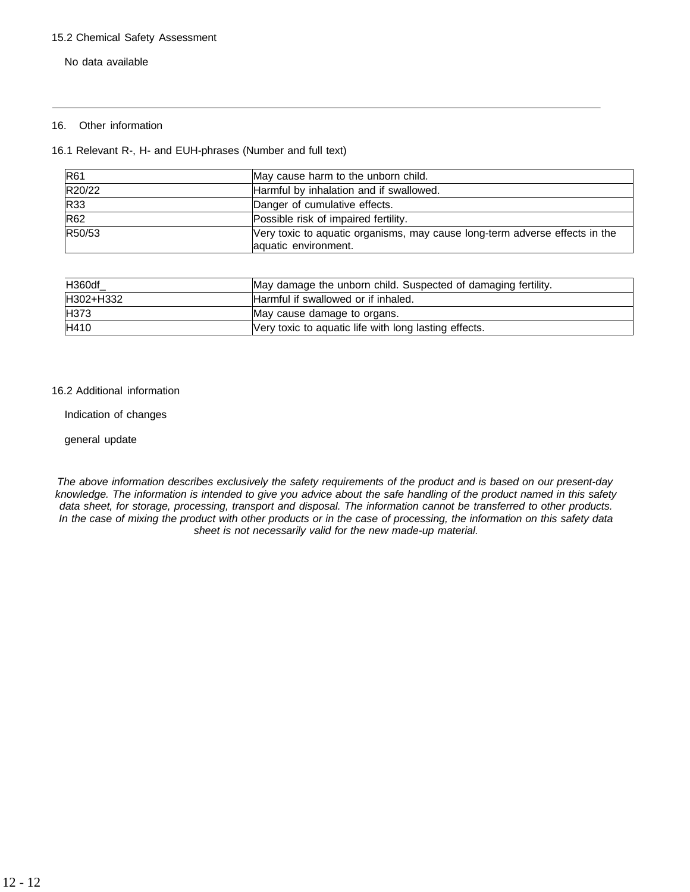15.2 Chemical Safety Assessment

No data available

---

## 16. Other information

16.1 Relevant R-, H- and EUH-phrases (Number and full text)

| | |
|---|---|
| R61 | May cause harm to the unborn child. |
| R20/22 | Harmful by inhalation and if swallowed. |
| R33 | Danger of cumulative effects. |
| R62 | Possible risk of impaired fertility. |
| R50/53 | Very toxic to aquatic organisms, may cause long-term adverse effects in the aquatic environment. |

| | |
|---|---|
| H360df_ | May damage the unborn child. Suspected of damaging fertility. |
| H302+H332 | Harmful if swallowed or if inhaled. |
| H373 | May cause damage to organs. |
| H410 | Very toxic to aquatic life with long lasting effects. |

16.2 Additional information

Indication of changes

general update

*The above information describes exclusively the safety requirements of the product and is based on our present-day knowledge. The information is intended to give you advice about the safe handling of the product named in this safety data sheet, for storage, processing, transport and disposal. The information cannot be transferred to other products. In the case of mixing the product with other products or in the case of processing, the information on this safety data sheet is not necessarily valid for the new made-up material.*